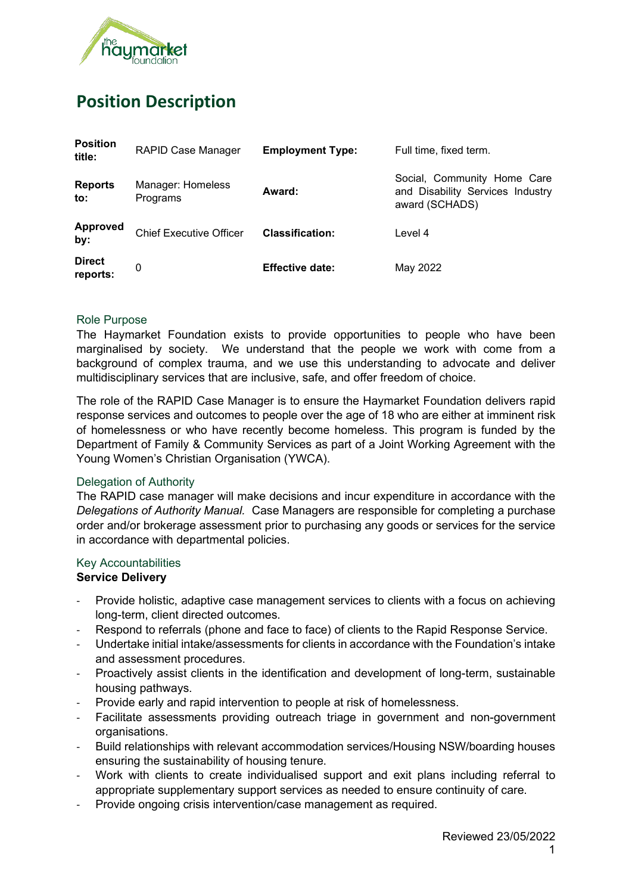# Position Description

| **Position title:** | RAPID Case Manager | **Employment Type:** | Full time, fixed term. |
| --- | --- | --- | --- |
| **Reports to:** | Manager: Homeless Programs | **Award:** | Social, Community Home Care and Disability Services Industry award (SCHADS) |
| **Approved by:** | Chief Executive Officer | **Classification:** | Level 4 |
| **Direct reports:** | 0 | **Effective date:** | May 2022 |

## Role Purpose

The Haymarket Foundation exists to provide opportunities to people who have been marginalised by society. We understand that the people we work with come from a background of complex trauma, and we use this understanding to advocate and deliver multidisciplinary services that are inclusive, safe, and offer freedom of choice.

The role of the RAPID Case Manager is to ensure the Haymarket Foundation delivers rapid response services and outcomes to people over the age of 18 who are either at imminent risk of homelessness or who have recently become homeless. This program is funded by the Department of Family & Community Services as part of a Joint Working Agreement with the Young Women's Christian Organisation (YWCA).

## Delegation of Authority

The RAPID case manager will make decisions and incur expenditure in accordance with the *Delegations of Authority Manual.* Case Managers are responsible for completing a purchase order and/or brokerage assessment prior to purchasing any goods or services for the service in accordance with departmental policies.

## Key Accountabilities

### Service Delivery

- Provide holistic, adaptive case management services to clients with a focus on achieving long-term, client directed outcomes.
- Respond to referrals (phone and face to face) of clients to the Rapid Response Service.
- Undertake initial intake/assessments for clients in accordance with the Foundation's intake and assessment procedures.
- Proactively assist clients in the identification and development of long-term, sustainable housing pathways.
- Provide early and rapid intervention to people at risk of homelessness.
- Facilitate assessments providing outreach triage in government and non-government organisations.
- Build relationships with relevant accommodation services/Housing NSW/boarding houses ensuring the sustainability of housing tenure.
- Work with clients to create individualised support and exit plans including referral to appropriate supplementary support services as needed to ensure continuity of care.
- Provide ongoing crisis intervention/case management as required.

Reviewed 23/05/2022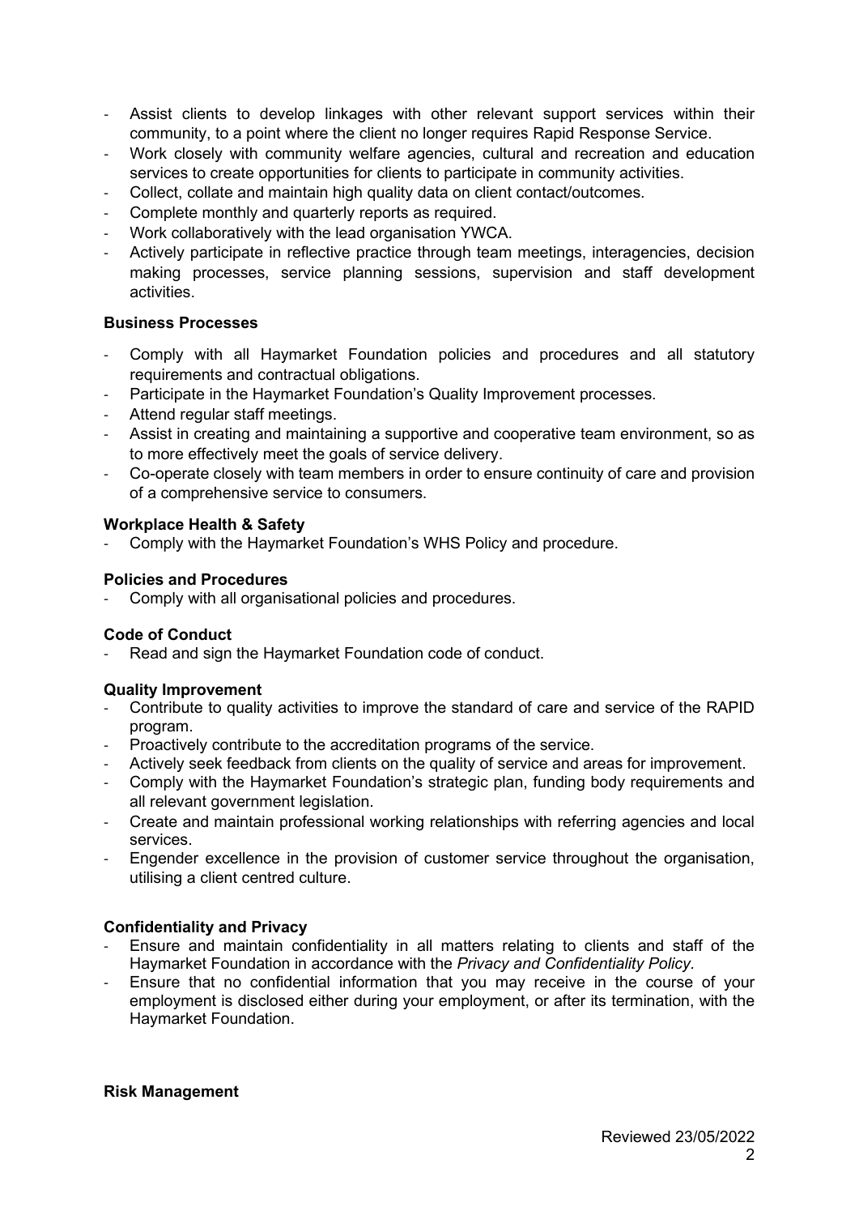- Assist clients to develop linkages with other relevant support services within their community, to a point where the client no longer requires Rapid Response Service.
- Work closely with community welfare agencies, cultural and recreation and education services to create opportunities for clients to participate in community activities.
- Collect, collate and maintain high quality data on client contact/outcomes.
- Complete monthly and quarterly reports as required.
- Work collaboratively with the lead organisation YWCA.
- Actively participate in reflective practice through team meetings, interagencies, decision making processes, service planning sessions, supervision and staff development activities.

**Business Processes**

- Comply with all Haymarket Foundation policies and procedures and all statutory requirements and contractual obligations.
- Participate in the Haymarket Foundation's Quality Improvement processes.
- Attend regular staff meetings.
- Assist in creating and maintaining a supportive and cooperative team environment, so as to more effectively meet the goals of service delivery.
- Co-operate closely with team members in order to ensure continuity of care and provision of a comprehensive service to consumers.

**Workplace Health & Safety**

- Comply with the Haymarket Foundation's WHS Policy and procedure.

**Policies and Procedures**

- Comply with all organisational policies and procedures.

**Code of Conduct**

- Read and sign the Haymarket Foundation code of conduct.

**Quality Improvement**

- Contribute to quality activities to improve the standard of care and service of the RAPID program.
- Proactively contribute to the accreditation programs of the service.
- Actively seek feedback from clients on the quality of service and areas for improvement.
- Comply with the Haymarket Foundation's strategic plan, funding body requirements and all relevant government legislation.
- Create and maintain professional working relationships with referring agencies and local services.
- Engender excellence in the provision of customer service throughout the organisation, utilising a client centred culture.

**Confidentiality and Privacy**

- Ensure and maintain confidentiality in all matters relating to clients and staff of the Haymarket Foundation in accordance with the *Privacy and Confidentiality Policy.*
- Ensure that no confidential information that you may receive in the course of your employment is disclosed either during your employment, or after its termination, with the Haymarket Foundation.

**Risk Management**

Reviewed 23/05/2022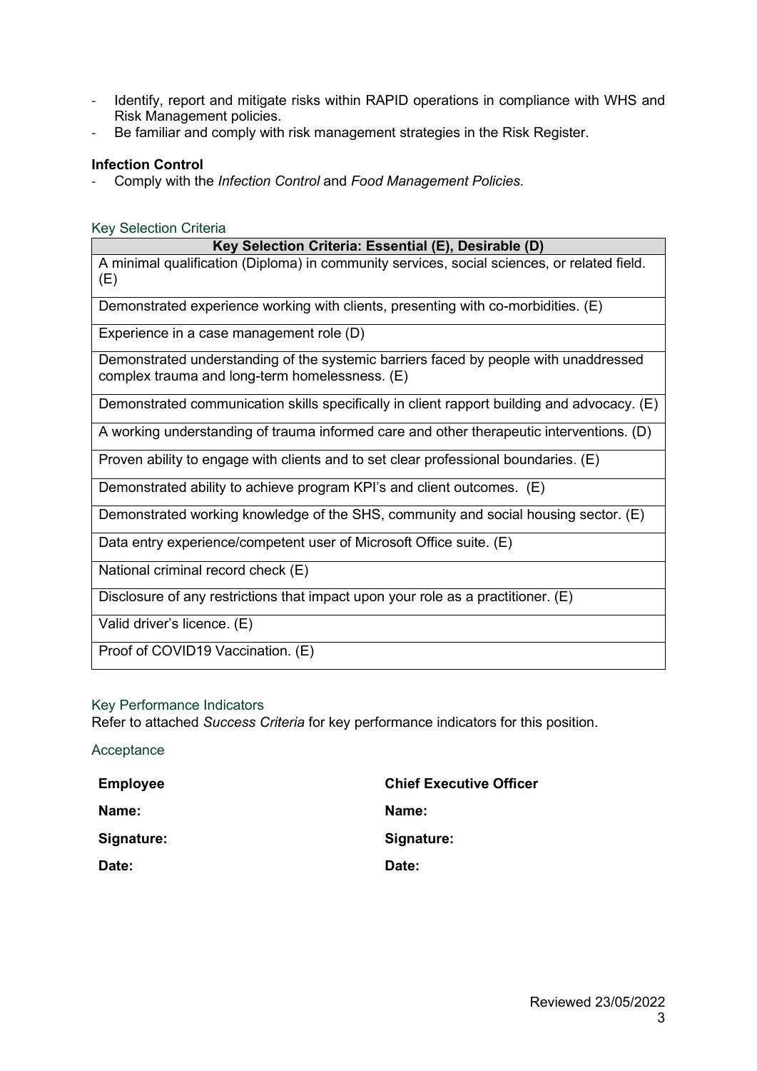- Identify, report and mitigate risks within RAPID operations in compliance with WHS and Risk Management policies.
- Be familiar and comply with risk management strategies in the Risk Register.

**Infection Control**

- Comply with the *Infection Control* and *Food Management Policies.*

## Key Selection Criteria

| Key Selection Criteria: Essential (E), Desirable (D) |
|---|
| A minimal qualification (Diploma) in community services, social sciences, or related field. (E) |
| Demonstrated experience working with clients, presenting with co-morbidities. (E) |
| Experience in a case management role (D) |
| Demonstrated understanding of the systemic barriers faced by people with unaddressed complex trauma and long-term homelessness. (E) |
| Demonstrated communication skills specifically in client rapport building and advocacy. (E) |
| A working understanding of trauma informed care and other therapeutic interventions. (D) |
| Proven ability to engage with clients and to set clear professional boundaries. (E) |
| Demonstrated ability to achieve program KPI's and client outcomes. (E) |
| Demonstrated working knowledge of the SHS, community and social housing sector. (E) |
| Data entry experience/competent user of Microsoft Office suite. (E) |
| National criminal record check (E) |
| Disclosure of any restrictions that impact upon your role as a practitioner. (E) |
| Valid driver's licence. (E) |
| Proof of COVID19 Vaccination. (E) |

## Key Performance Indicators

Refer to attached *Success Criteria* for key performance indicators for this position.

## Acceptance

| Employee | Chief Executive Officer |
|---|---|
| **Name:** | **Name:** |
| **Signature:** | **Signature:** |
| **Date:** | **Date:** |

Reviewed 23/05/2022